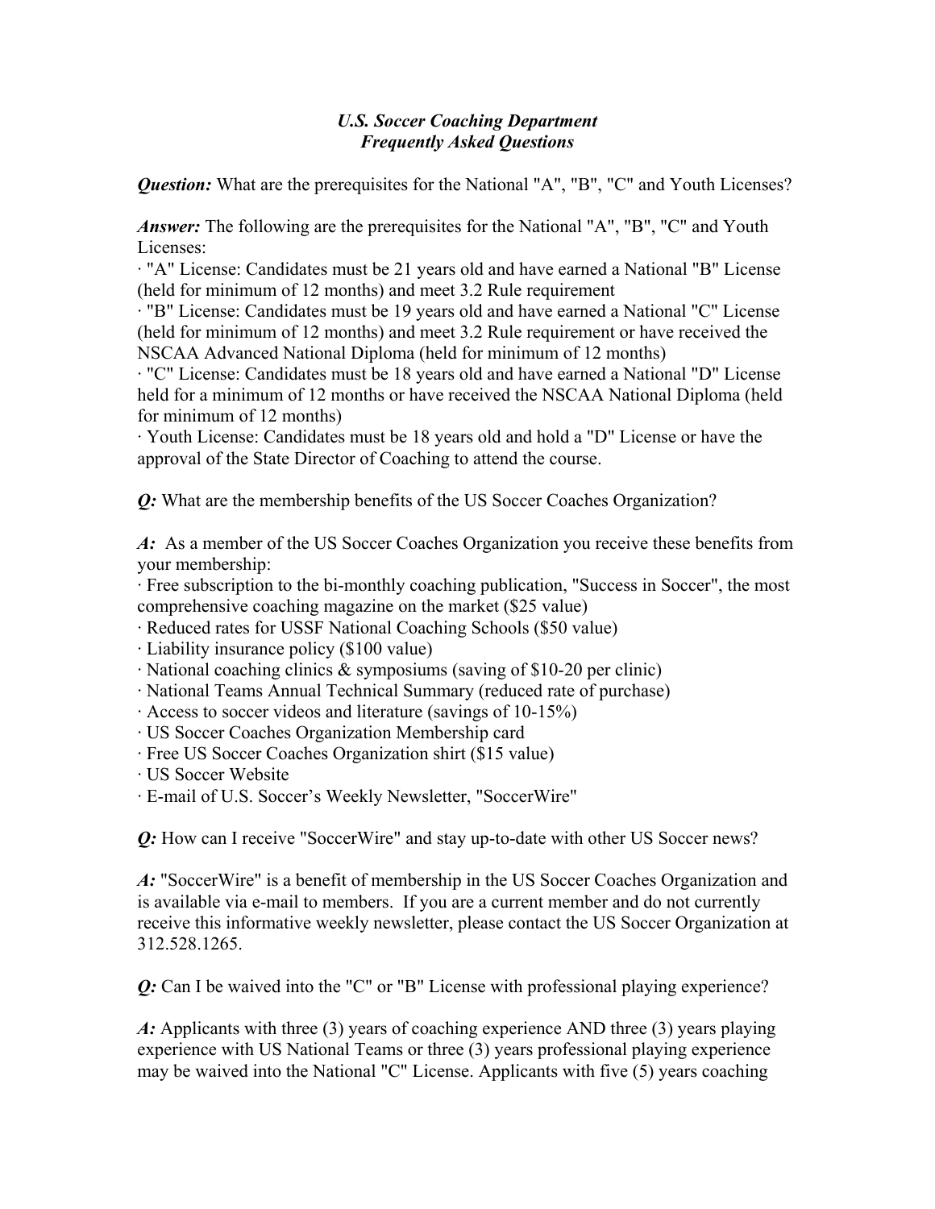# *U.S. Soccer Coaching Department*
## *Frequently Asked Questions*

***Question:*** What are the prerequisites for the National "A", "B", "C" and Youth Licenses?

***Answer:*** The following are the prerequisites for the National "A", "B", "C" and Youth Licenses:

· "A" License: Candidates must be 21 years old and have earned a National "B" License (held for minimum of 12 months) and meet 3.2 Rule requirement

· "B" License: Candidates must be 19 years old and have earned a National "C" License (held for minimum of 12 months) and meet 3.2 Rule requirement or have received the NSCAA Advanced National Diploma (held for minimum of 12 months)

· "C" License: Candidates must be 18 years old and have earned a National "D" License held for a minimum of 12 months or have received the NSCAA National Diploma (held for minimum of 12 months)

· Youth License: Candidates must be 18 years old and hold a "D" License or have the approval of the State Director of Coaching to attend the course.

***Q:*** What are the membership benefits of the US Soccer Coaches Organization?

***A:*** As a member of the US Soccer Coaches Organization you receive these benefits from your membership:

· Free subscription to the bi-monthly coaching publication, "Success in Soccer", the most comprehensive coaching magazine on the market ($25 value)

· Reduced rates for USSF National Coaching Schools ($50 value)

· Liability insurance policy ($100 value)

· National coaching clinics & symposiums (saving of $10-20 per clinic)

· National Teams Annual Technical Summary (reduced rate of purchase)

· Access to soccer videos and literature (savings of 10-15%)

· US Soccer Coaches Organization Membership card

· Free US Soccer Coaches Organization shirt ($15 value)

· US Soccer Website

· E-mail of U.S. Soccer's Weekly Newsletter, "SoccerWire"

***Q:*** How can I receive "SoccerWire" and stay up-to-date with other US Soccer news?

***A:*** "SoccerWire" is a benefit of membership in the US Soccer Coaches Organization and is available via e-mail to members. If you are a current member and do not currently receive this informative weekly newsletter, please contact the US Soccer Organization at 312.528.1265.

***Q:*** Can I be waived into the "C" or "B" License with professional playing experience?

***A:*** Applicants with three (3) years of coaching experience AND three (3) years playing experience with US National Teams or three (3) years professional playing experience may be waived into the National "C" License. Applicants with five (5) years coaching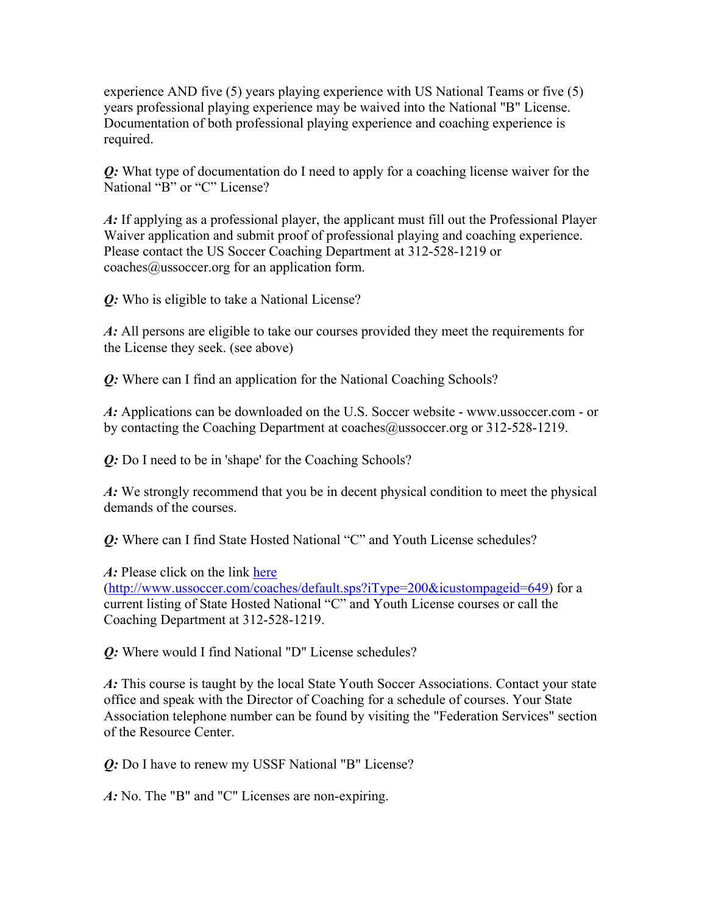experience AND five (5) years playing experience with US National Teams or five (5) years professional playing experience may be waived into the National "B" License. Documentation of both professional playing experience and coaching experience is required.

***Q:*** What type of documentation do I need to apply for a coaching license waiver for the National "B" or "C" License?

***A:*** If applying as a professional player, the applicant must fill out the Professional Player Waiver application and submit proof of professional playing and coaching experience. Please contact the US Soccer Coaching Department at 312-528-1219 or coaches@ussoccer.org for an application form.

***Q:*** Who is eligible to take a National License?

***A:*** All persons are eligible to take our courses provided they meet the requirements for the License they seek. (see above)

***Q:*** Where can I find an application for the National Coaching Schools?

***A:*** Applications can be downloaded on the U.S. Soccer website - www.ussoccer.com - or by contacting the Coaching Department at coaches@ussoccer.org or 312-528-1219.

***Q:*** Do I need to be in 'shape' for the Coaching Schools?

***A:*** We strongly recommend that you be in decent physical condition to meet the physical demands of the courses.

***Q:*** Where can I find State Hosted National "C" and Youth License schedules?

***A:*** Please click on the link [here](http://www.ussoccer.com/coaches/default.sps?iType=200&icustompageid=649) (http://www.ussoccer.com/coaches/default.sps?iType=200&icustompageid=649) for a current listing of State Hosted National "C" and Youth License courses or call the Coaching Department at 312-528-1219.

***Q:*** Where would I find National "D" License schedules?

***A:*** This course is taught by the local State Youth Soccer Associations. Contact your state office and speak with the Director of Coaching for a schedule of courses. Your State Association telephone number can be found by visiting the "Federation Services" section of the Resource Center.

***Q:*** Do I have to renew my USSF National "B" License?

***A:*** No. The "B" and "C" Licenses are non-expiring.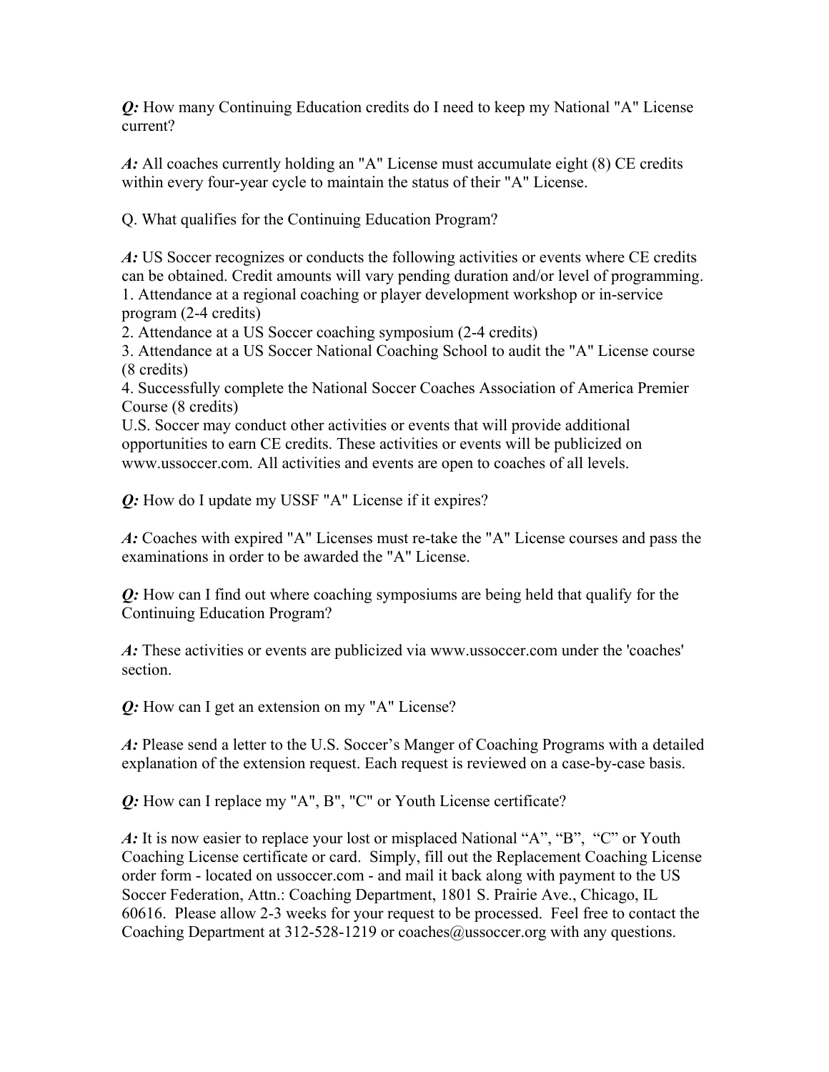***Q:*** How many Continuing Education credits do I need to keep my National "A" License current?

***A:*** All coaches currently holding an "A" License must accumulate eight (8) CE credits within every four-year cycle to maintain the status of their "A" License.

Q. What qualifies for the Continuing Education Program?

***A:*** US Soccer recognizes or conducts the following activities or events where CE credits can be obtained. Credit amounts will vary pending duration and/or level of programming.
1. Attendance at a regional coaching or player development workshop or in-service program (2-4 credits)
2. Attendance at a US Soccer coaching symposium (2-4 credits)
3. Attendance at a US Soccer National Coaching School to audit the "A" License course (8 credits)
4. Successfully complete the National Soccer Coaches Association of America Premier Course (8 credits)

U.S. Soccer may conduct other activities or events that will provide additional opportunities to earn CE credits. These activities or events will be publicized on www.ussoccer.com. All activities and events are open to coaches of all levels.

***Q:*** How do I update my USSF "A" License if it expires?

***A:*** Coaches with expired "A" Licenses must re-take the "A" License courses and pass the examinations in order to be awarded the "A" License.

***Q:*** How can I find out where coaching symposiums are being held that qualify for the Continuing Education Program?

***A:*** These activities or events are publicized via www.ussoccer.com under the 'coaches' section.

***Q:*** How can I get an extension on my "A" License?

***A:*** Please send a letter to the U.S. Soccer's Manger of Coaching Programs with a detailed explanation of the extension request. Each request is reviewed on a case-by-case basis.

***Q:*** How can I replace my "A", B", "C" or Youth License certificate?

***A:*** It is now easier to replace your lost or misplaced National "A", "B", "C" or Youth Coaching License certificate or card. Simply, fill out the Replacement Coaching License order form - located on ussoccer.com - and mail it back along with payment to the US Soccer Federation, Attn.: Coaching Department, 1801 S. Prairie Ave., Chicago, IL 60616. Please allow 2-3 weeks for your request to be processed. Feel free to contact the Coaching Department at 312-528-1219 or coaches@ussoccer.org with any questions.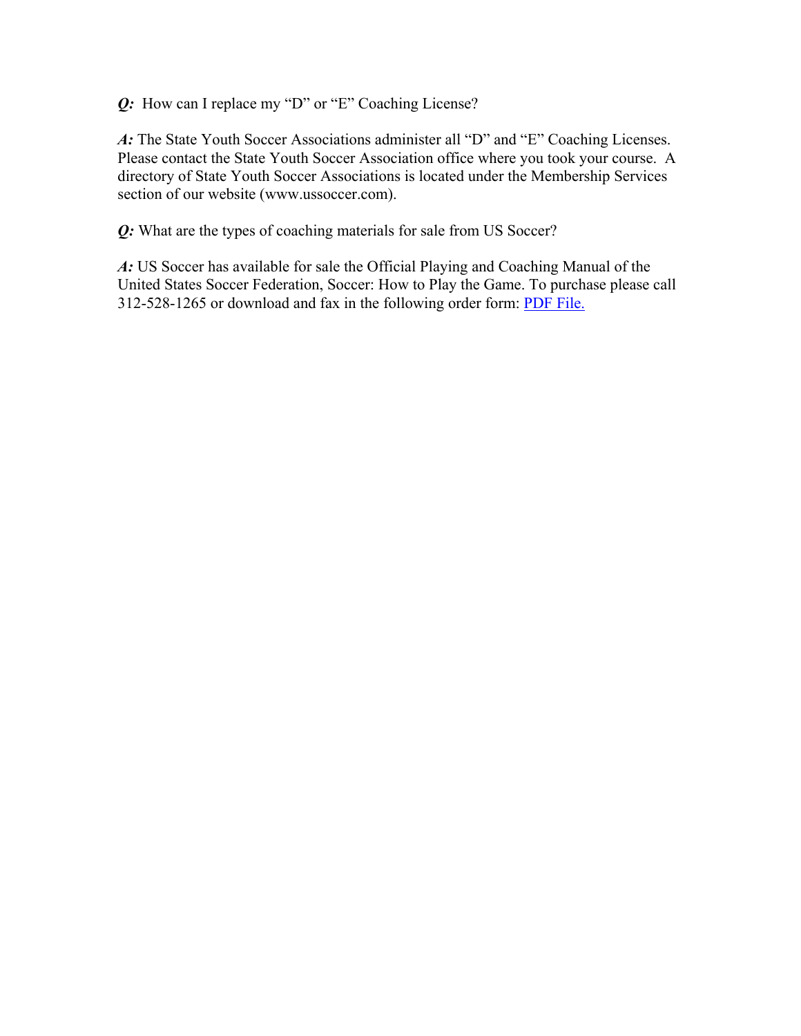***Q:*** How can I replace my "D" or "E" Coaching License?

***A:*** The State Youth Soccer Associations administer all "D" and "E" Coaching Licenses. Please contact the State Youth Soccer Association office where you took your course. A directory of State Youth Soccer Associations is located under the Membership Services section of our website (www.ussoccer.com).

***Q:*** What are the types of coaching materials for sale from US Soccer?

***A:*** US Soccer has available for sale the Official Playing and Coaching Manual of the United States Soccer Federation, Soccer: How to Play the Game. To purchase please call 312-528-1265 or download and fax in the following order form: PDF File.